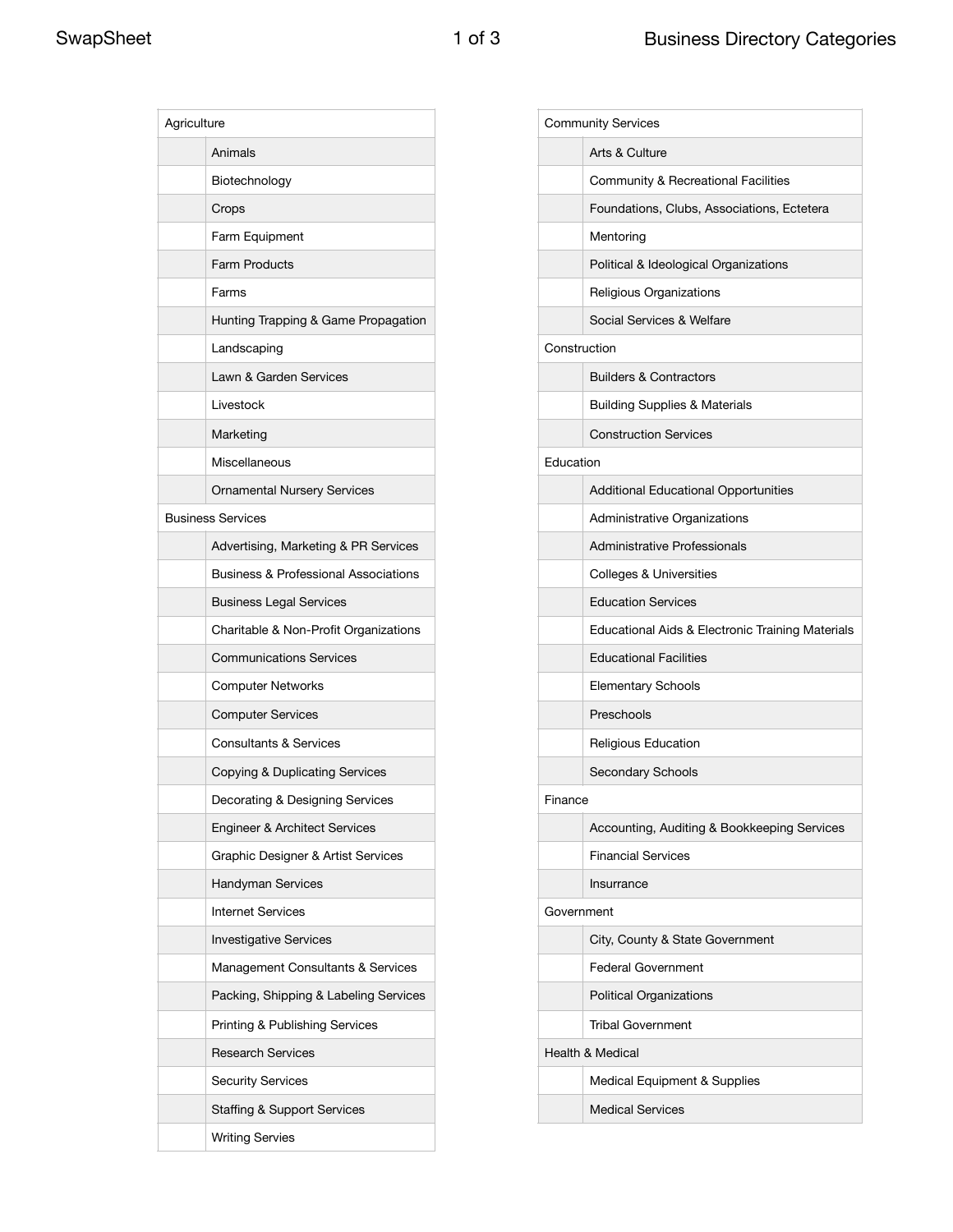| Agriculture | |
|---|---|
| | Animals |
| | Biotechnology |
| | Crops |
| | Farm Equipment |
| | Farm Products |
| | Farms |
| | Hunting Trapping & Game Propagation |
| | Landscaping |
| | Lawn & Garden Services |
| | Livestock |
| | Marketing |
| | Miscellaneous |
| | Ornamental Nursery Services |
| Business Services | |
| | Advertising, Marketing & PR Services |
| | Business & Professional Associations |
| | Business Legal Services |
| | Charitable & Non-Profit Organizations |
| | Communications Services |
| | Computer Networks |
| | Computer Services |
| | Consultants & Services |
| | Copying & Duplicating Services |
| | Decorating & Designing Services |
| | Engineer & Architect Services |
| | Graphic Designer & Artist Services |
| | Handyman Services |
| | Internet Services |
| | Investigative Services |
| | Management Consultants & Services |
| | Packing, Shipping & Labeling Services |
| | Printing & Publishing Services |
| | Research Services |
| | Security Services |
| | Staffing & Support Services |
| | Writing Servies |

| Community Services | |
|---|---|
| | Arts & Culture |
| | Community & Recreational Facilities |
| | Foundations, Clubs, Associations, Ectetera |
| | Mentoring |
| | Political & Ideological Organizations |
| | Religious Organizations |
| | Social Services & Welfare |
| Construction | |
| | Builders & Contractors |
| | Building Supplies & Materials |
| | Construction Services |
| Education | |
| | Additional Educational Opportunities |
| | Administrative Organizations |
| | Administrative Professionals |
| | Colleges & Universities |
| | Education Services |
| | Educational Aids & Electronic Training Materials |
| | Educational Facilities |
| | Elementary Schools |
| | Preschools |
| | Religious Education |
| | Secondary Schools |
| Finance | |
| | Accounting, Auditing & Bookkeeping Services |
| | Financial Services |
| | Insurrance |
| Government | |
| | City, County & State Government |
| | Federal Government |
| | Political Organizations |
| | Tribal Government |
| Health & Medical | |
| | Medical Equipment & Supplies |
| | Medical Services |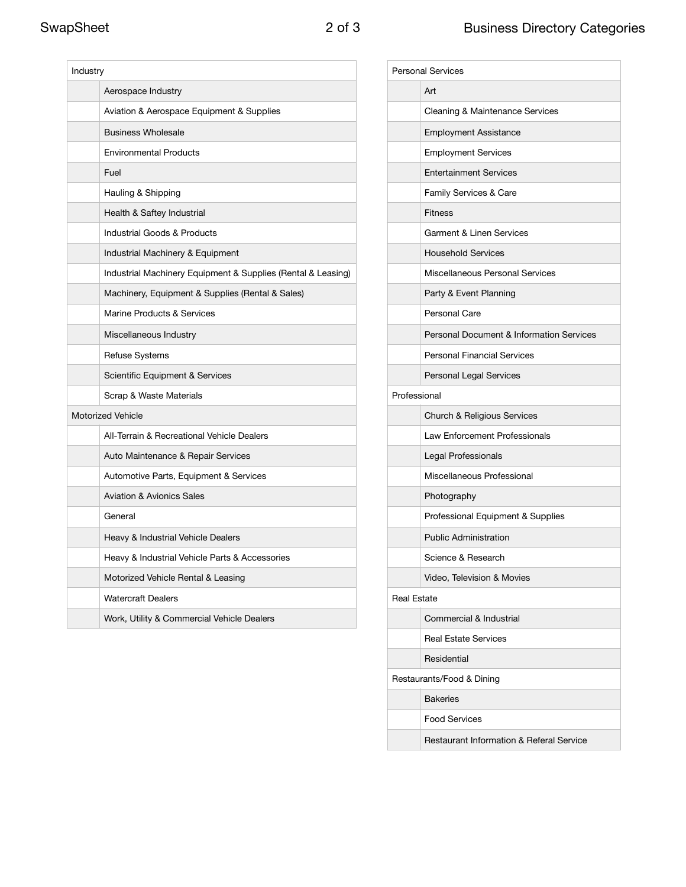| Industry | |
|---|---|
| | Aerospace Industry |
| | Aviation & Aerospace Equipment & Supplies |
| | Business Wholesale |
| | Environmental Products |
| | Fuel |
| | Hauling & Shipping |
| | Health & Saftey Industrial |
| | Industrial Goods & Products |
| | Industrial Machinery & Equipment |
| | Industrial Machinery Equipment & Supplies (Rental & Leasing) |
| | Machinery, Equipment & Supplies (Rental & Sales) |
| | Marine Products & Services |
| | Miscellaneous Industry |
| | Refuse Systems |
| | Scientific Equipment & Services |
| | Scrap & Waste Materials |
| Motorized Vehicle | |
| | All-Terrain & Recreational Vehicle Dealers |
| | Auto Maintenance & Repair Services |
| | Automotive Parts, Equipment & Services |
| | Aviation & Avionics Sales |
| | General |
| | Heavy & Industrial Vehicle Dealers |
| | Heavy & Industrial Vehicle Parts & Accessories |
| | Motorized Vehicle Rental & Leasing |
| | Watercraft Dealers |
| | Work, Utility & Commercial Vehicle Dealers |

| Personal Services | |
|---|---|
| | Art |
| | Cleaning & Maintenance Services |
| | Employment Assistance |
| | Employment Services |
| | Entertainment Services |
| | Family Services & Care |
| | Fitness |
| | Garment & Linen Services |
| | Household Services |
| | Miscellaneous Personal Services |
| | Party & Event Planning |
| | Personal Care |
| | Personal Document & Information Services |
| | Personal Financial Services |
| | Personal Legal Services |
| Professional | |
| | Church & Religious Services |
| | Law Enforcement Professionals |
| | Legal Professionals |
| | Miscellaneous Professional |
| | Photography |
| | Professional Equipment & Supplies |
| | Public Administration |
| | Science & Research |
| | Video, Television & Movies |
| Real Estate | |
| | Commercial & Industrial |
| | Real Estate Services |
| | Residential |
| Restaurants/Food & Dining | |
| | Bakeries |
| | Food Services |
| | Restaurant Information & Referal Service |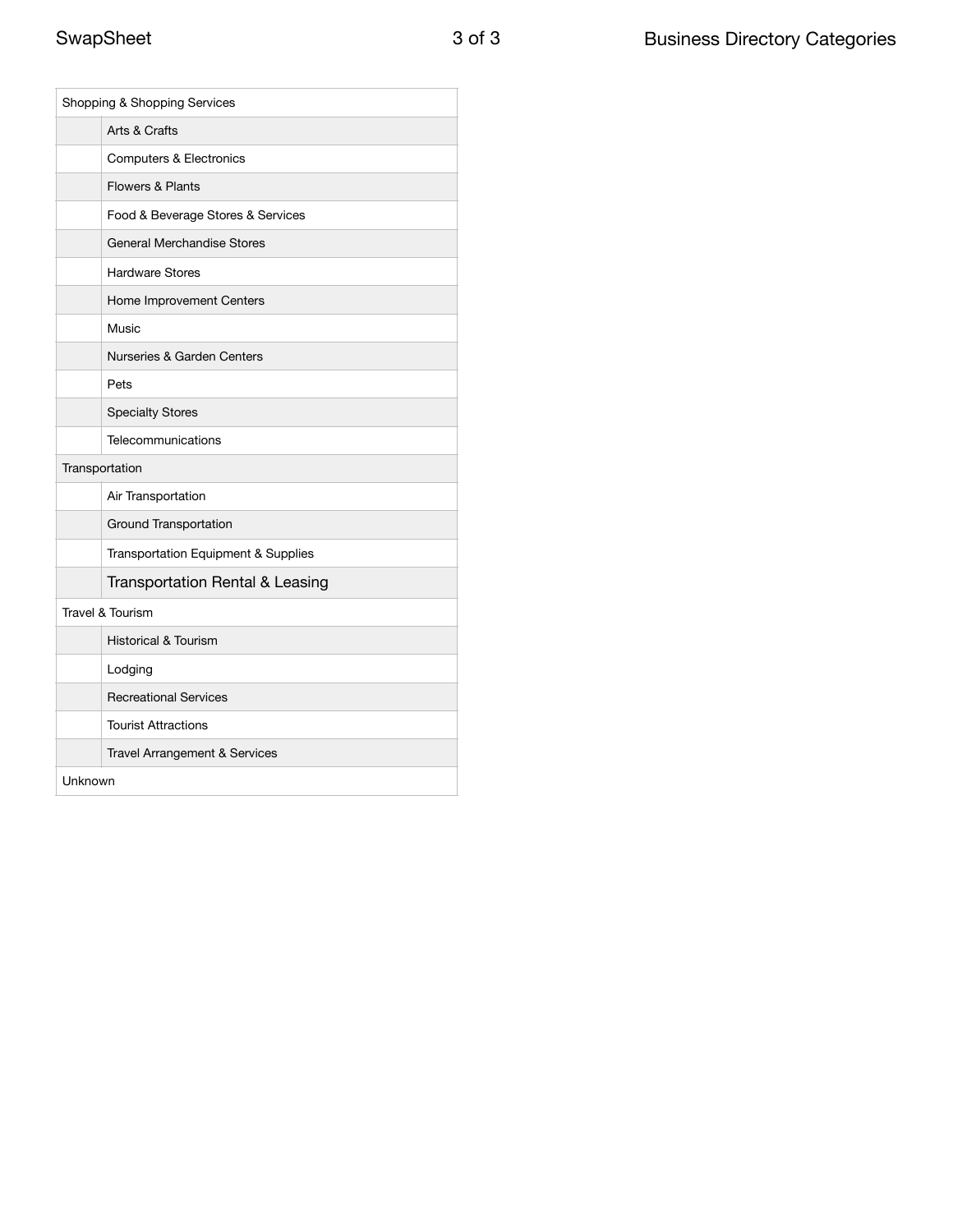| | |
|---|---|
| Shopping & Shopping Services | |
| | Arts & Crafts |
| | Computers & Electronics |
| | Flowers & Plants |
| | Food & Beverage Stores & Services |
| | General Merchandise Stores |
| | Hardware Stores |
| | Home Improvement Centers |
| | Music |
| | Nurseries & Garden Centers |
| | Pets |
| | Specialty Stores |
| | Telecommunications |
| Transportation | |
| | Air Transportation |
| | Ground Transportation |
| | Transportation Equipment & Supplies |
| | Transportation Rental & Leasing |
| Travel & Tourism | |
| | Historical & Tourism |
| | Lodging |
| | Recreational Services |
| | Tourist Attractions |
| | Travel Arrangement & Services |
| Unknown | |